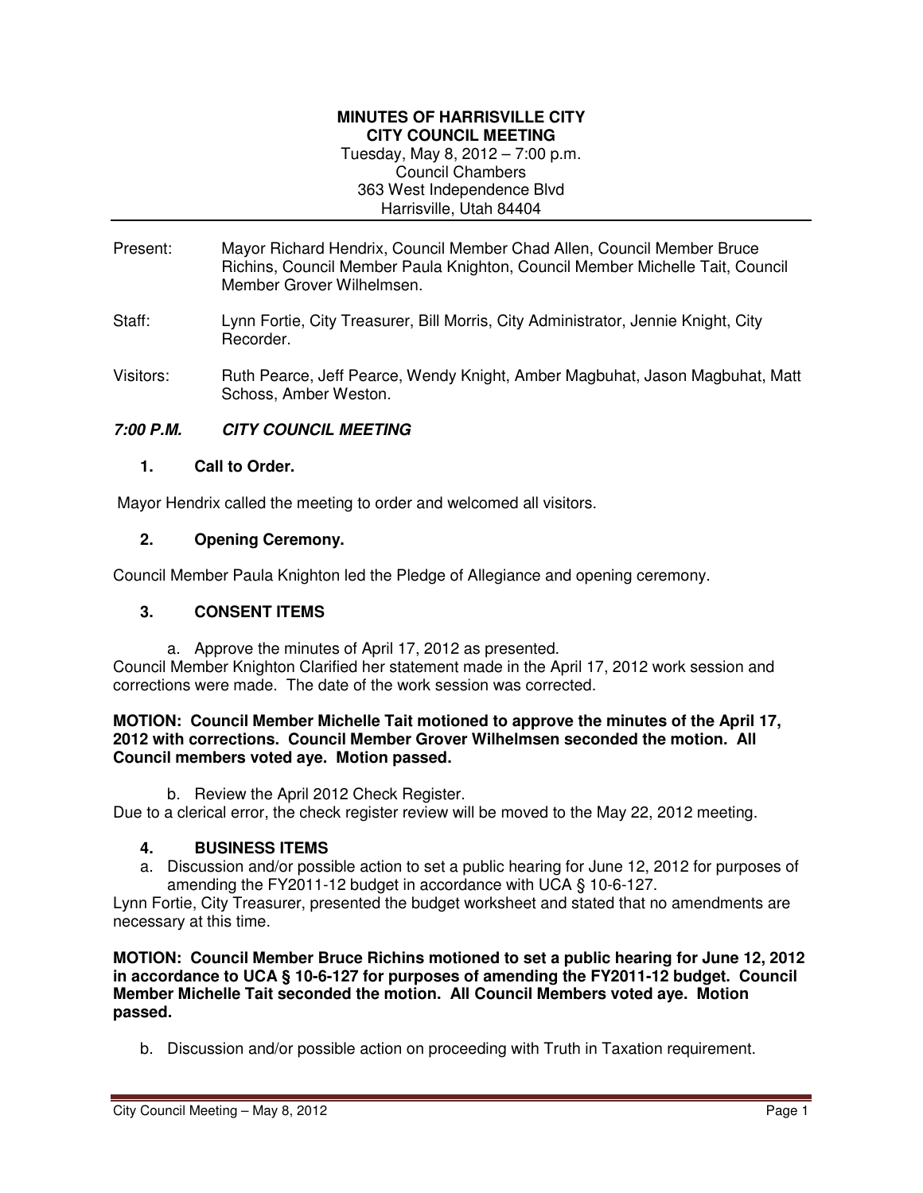**MINUTES OF HARRISVILLE CITY**
**CITY COUNCIL MEETING**
Tuesday, May 8, 2012 – 7:00 p.m.
Council Chambers
363 West Independence Blvd
Harrisville, Utah 84404

Present: Mayor Richard Hendrix, Council Member Chad Allen, Council Member Bruce Richins, Council Member Paula Knighton, Council Member Michelle Tait, Council Member Grover Wilhelmsen.

Staff: Lynn Fortie, City Treasurer, Bill Morris, City Administrator, Jennie Knight, City Recorder.

Visitors: Ruth Pearce, Jeff Pearce, Wendy Knight, Amber Magbuhat, Jason Magbuhat, Matt Schoss, Amber Weston.

***7:00 P.M. CITY COUNCIL MEETING***

**1. Call to Order.**

Mayor Hendrix called the meeting to order and welcomed all visitors.

**2. Opening Ceremony.**

Council Member Paula Knighton led the Pledge of Allegiance and opening ceremony.

**3. CONSENT ITEMS**

a. Approve the minutes of April 17, 2012 as presented.

Council Member Knighton Clarified her statement made in the April 17, 2012 work session and corrections were made. The date of the work session was corrected.

**MOTION: Council Member Michelle Tait motioned to approve the minutes of the April 17, 2012 with corrections. Council Member Grover Wilhelmsen seconded the motion. All Council members voted aye. Motion passed.**

b. Review the April 2012 Check Register.

Due to a clerical error, the check register review will be moved to the May 22, 2012 meeting.

**4. BUSINESS ITEMS**

a. Discussion and/or possible action to set a public hearing for June 12, 2012 for purposes of amending the FY2011-12 budget in accordance with UCA § 10-6-127.

Lynn Fortie, City Treasurer, presented the budget worksheet and stated that no amendments are necessary at this time.

**MOTION: Council Member Bruce Richins motioned to set a public hearing for June 12, 2012 in accordance to UCA § 10-6-127 for purposes of amending the FY2011-12 budget. Council Member Michelle Tait seconded the motion. All Council Members voted aye. Motion passed.**

b. Discussion and/or possible action on proceeding with Truth in Taxation requirement.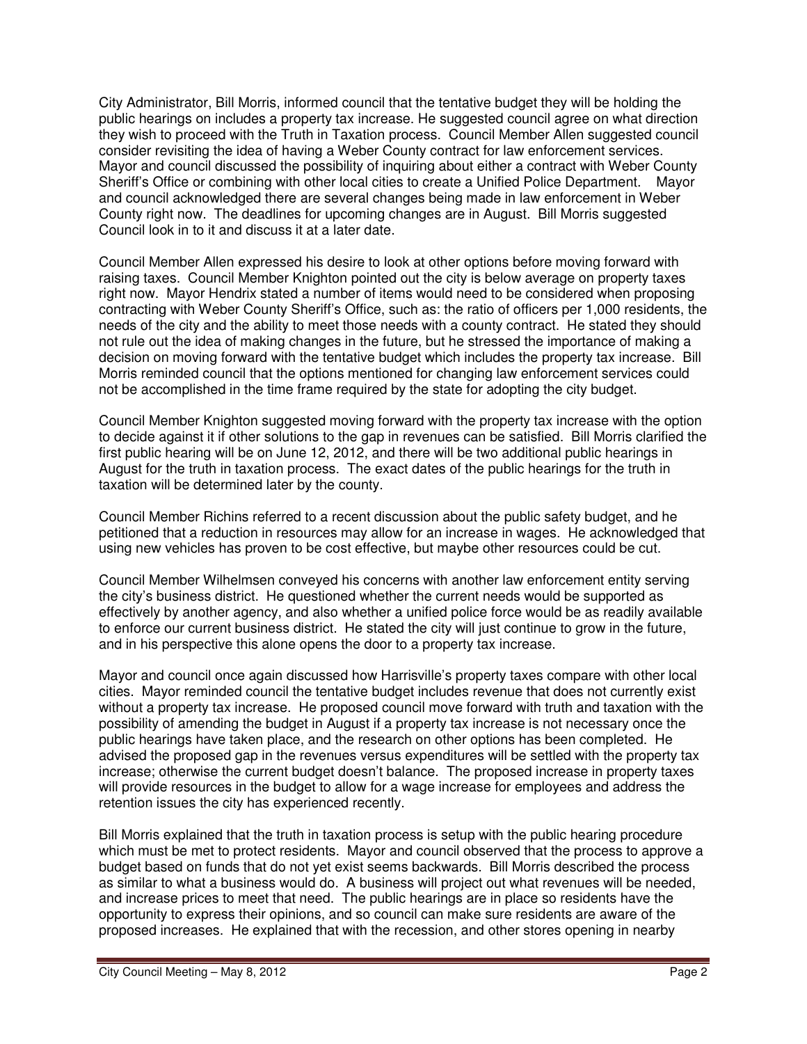City Administrator, Bill Morris, informed council that the tentative budget they will be holding the public hearings on includes a property tax increase. He suggested council agree on what direction they wish to proceed with the Truth in Taxation process. Council Member Allen suggested council consider revisiting the idea of having a Weber County contract for law enforcement services. Mayor and council discussed the possibility of inquiring about either a contract with Weber County Sheriff's Office or combining with other local cities to create a Unified Police Department. Mayor and council acknowledged there are several changes being made in law enforcement in Weber County right now. The deadlines for upcoming changes are in August. Bill Morris suggested Council look in to it and discuss it at a later date.

Council Member Allen expressed his desire to look at other options before moving forward with raising taxes. Council Member Knighton pointed out the city is below average on property taxes right now. Mayor Hendrix stated a number of items would need to be considered when proposing contracting with Weber County Sheriff's Office, such as: the ratio of officers per 1,000 residents, the needs of the city and the ability to meet those needs with a county contract. He stated they should not rule out the idea of making changes in the future, but he stressed the importance of making a decision on moving forward with the tentative budget which includes the property tax increase. Bill Morris reminded council that the options mentioned for changing law enforcement services could not be accomplished in the time frame required by the state for adopting the city budget.

Council Member Knighton suggested moving forward with the property tax increase with the option to decide against it if other solutions to the gap in revenues can be satisfied. Bill Morris clarified the first public hearing will be on June 12, 2012, and there will be two additional public hearings in August for the truth in taxation process. The exact dates of the public hearings for the truth in taxation will be determined later by the county.

Council Member Richins referred to a recent discussion about the public safety budget, and he petitioned that a reduction in resources may allow for an increase in wages. He acknowledged that using new vehicles has proven to be cost effective, but maybe other resources could be cut.

Council Member Wilhelmsen conveyed his concerns with another law enforcement entity serving the city's business district. He questioned whether the current needs would be supported as effectively by another agency, and also whether a unified police force would be as readily available to enforce our current business district. He stated the city will just continue to grow in the future, and in his perspective this alone opens the door to a property tax increase.

Mayor and council once again discussed how Harrisville's property taxes compare with other local cities. Mayor reminded council the tentative budget includes revenue that does not currently exist without a property tax increase. He proposed council move forward with truth and taxation with the possibility of amending the budget in August if a property tax increase is not necessary once the public hearings have taken place, and the research on other options has been completed. He advised the proposed gap in the revenues versus expenditures will be settled with the property tax increase; otherwise the current budget doesn't balance. The proposed increase in property taxes will provide resources in the budget to allow for a wage increase for employees and address the retention issues the city has experienced recently.

Bill Morris explained that the truth in taxation process is setup with the public hearing procedure which must be met to protect residents. Mayor and council observed that the process to approve a budget based on funds that do not yet exist seems backwards. Bill Morris described the process as similar to what a business would do. A business will project out what revenues will be needed, and increase prices to meet that need. The public hearings are in place so residents have the opportunity to express their opinions, and so council can make sure residents are aware of the proposed increases. He explained that with the recession, and other stores opening in nearby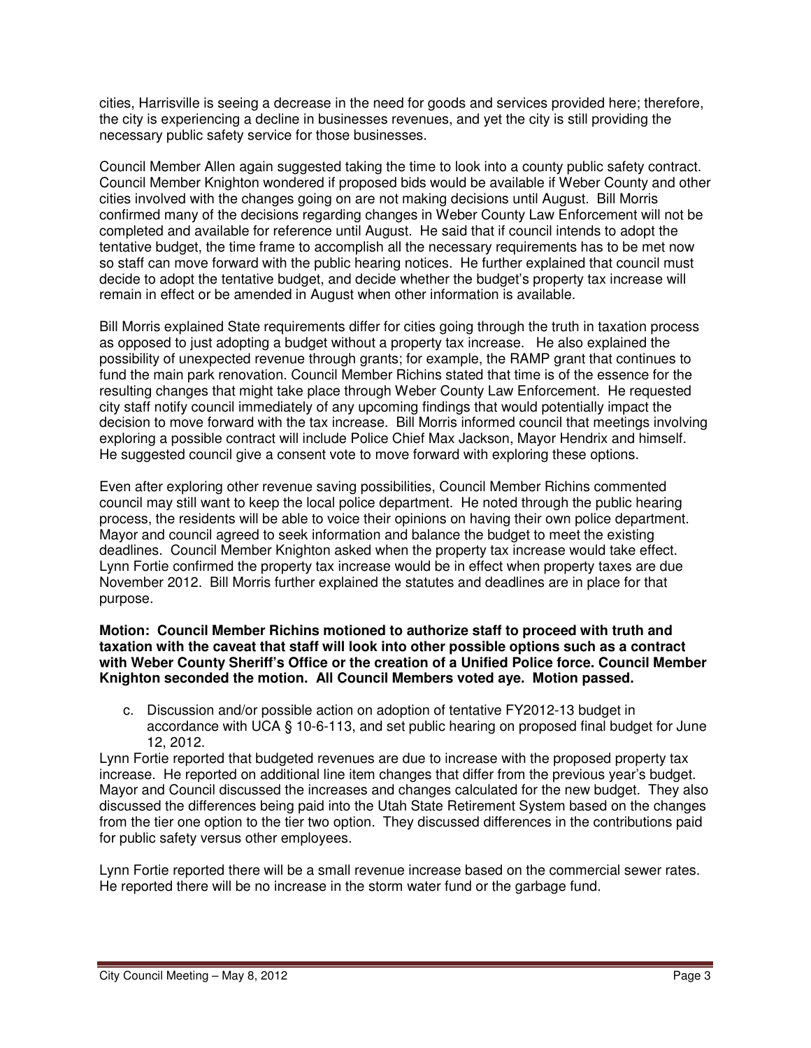cities, Harrisville is seeing a decrease in the need for goods and services provided here; therefore, the city is experiencing a decline in businesses revenues, and yet the city is still providing the necessary public safety service for those businesses.

Council Member Allen again suggested taking the time to look into a county public safety contract. Council Member Knighton wondered if proposed bids would be available if Weber County and other cities involved with the changes going on are not making decisions until August. Bill Morris confirmed many of the decisions regarding changes in Weber County Law Enforcement will not be completed and available for reference until August. He said that if council intends to adopt the tentative budget, the time frame to accomplish all the necessary requirements has to be met now so staff can move forward with the public hearing notices. He further explained that council must decide to adopt the tentative budget, and decide whether the budget's property tax increase will remain in effect or be amended in August when other information is available.

Bill Morris explained State requirements differ for cities going through the truth in taxation process as opposed to just adopting a budget without a property tax increase. He also explained the possibility of unexpected revenue through grants; for example, the RAMP grant that continues to fund the main park renovation. Council Member Richins stated that time is of the essence for the resulting changes that might take place through Weber County Law Enforcement. He requested city staff notify council immediately of any upcoming findings that would potentially impact the decision to move forward with the tax increase. Bill Morris informed council that meetings involving exploring a possible contract will include Police Chief Max Jackson, Mayor Hendrix and himself. He suggested council give a consent vote to move forward with exploring these options.

Even after exploring other revenue saving possibilities, Council Member Richins commented council may still want to keep the local police department. He noted through the public hearing process, the residents will be able to voice their opinions on having their own police department. Mayor and council agreed to seek information and balance the budget to meet the existing deadlines. Council Member Knighton asked when the property tax increase would take effect. Lynn Fortie confirmed the property tax increase would be in effect when property taxes are due November 2012. Bill Morris further explained the statutes and deadlines are in place for that purpose.

**Motion: Council Member Richins motioned to authorize staff to proceed with truth and taxation with the caveat that staff will look into other possible options such as a contract with Weber County Sheriff's Office or the creation of a Unified Police force. Council Member Knighton seconded the motion. All Council Members voted aye. Motion passed.**

c. Discussion and/or possible action on adoption of tentative FY2012-13 budget in accordance with UCA § 10-6-113, and set public hearing on proposed final budget for June 12, 2012.

Lynn Fortie reported that budgeted revenues are due to increase with the proposed property tax increase. He reported on additional line item changes that differ from the previous year's budget. Mayor and Council discussed the increases and changes calculated for the new budget. They also discussed the differences being paid into the Utah State Retirement System based on the changes from the tier one option to the tier two option. They discussed differences in the contributions paid for public safety versus other employees.

Lynn Fortie reported there will be a small revenue increase based on the commercial sewer rates. He reported there will be no increase in the storm water fund or the garbage fund.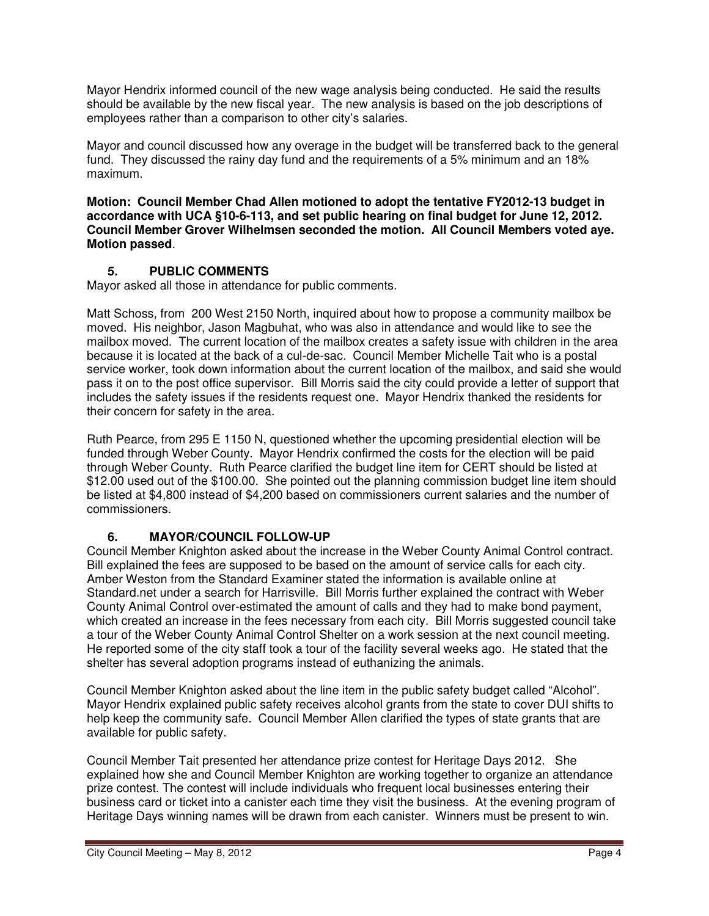Mayor Hendrix informed council of the new wage analysis being conducted. He said the results should be available by the new fiscal year. The new analysis is based on the job descriptions of employees rather than a comparison to other city's salaries.

Mayor and council discussed how any overage in the budget will be transferred back to the general fund. They discussed the rainy day fund and the requirements of a 5% minimum and an 18% maximum.

**Motion: Council Member Chad Allen motioned to adopt the tentative FY2012-13 budget in accordance with UCA §10-6-113, and set public hearing on final budget for June 12, 2012. Council Member Grover Wilhelmsen seconded the motion. All Council Members voted aye. Motion passed**.

### 5. PUBLIC COMMENTS

Mayor asked all those in attendance for public comments.

Matt Schoss, from 200 West 2150 North, inquired about how to propose a community mailbox be moved. His neighbor, Jason Magbuhat, who was also in attendance and would like to see the mailbox moved. The current location of the mailbox creates a safety issue with children in the area because it is located at the back of a cul-de-sac. Council Member Michelle Tait who is a postal service worker, took down information about the current location of the mailbox, and said she would pass it on to the post office supervisor. Bill Morris said the city could provide a letter of support that includes the safety issues if the residents request one. Mayor Hendrix thanked the residents for their concern for safety in the area.

Ruth Pearce, from 295 E 1150 N, questioned whether the upcoming presidential election will be funded through Weber County. Mayor Hendrix confirmed the costs for the election will be paid through Weber County. Ruth Pearce clarified the budget line item for CERT should be listed at $12.00 used out of the $100.00. She pointed out the planning commission budget line item should be listed at $4,800 instead of $4,200 based on commissioners current salaries and the number of commissioners.

### 6. MAYOR/COUNCIL FOLLOW-UP

Council Member Knighton asked about the increase in the Weber County Animal Control contract. Bill explained the fees are supposed to be based on the amount of service calls for each city. Amber Weston from the Standard Examiner stated the information is available online at Standard.net under a search for Harrisville. Bill Morris further explained the contract with Weber County Animal Control over-estimated the amount of calls and they had to make bond payment, which created an increase in the fees necessary from each city. Bill Morris suggested council take a tour of the Weber County Animal Control Shelter on a work session at the next council meeting. He reported some of the city staff took a tour of the facility several weeks ago. He stated that the shelter has several adoption programs instead of euthanizing the animals.

Council Member Knighton asked about the line item in the public safety budget called "Alcohol". Mayor Hendrix explained public safety receives alcohol grants from the state to cover DUI shifts to help keep the community safe. Council Member Allen clarified the types of state grants that are available for public safety.

Council Member Tait presented her attendance prize contest for Heritage Days 2012. She explained how she and Council Member Knighton are working together to organize an attendance prize contest. The contest will include individuals who frequent local businesses entering their business card or ticket into a canister each time they visit the business. At the evening program of Heritage Days winning names will be drawn from each canister. Winners must be present to win.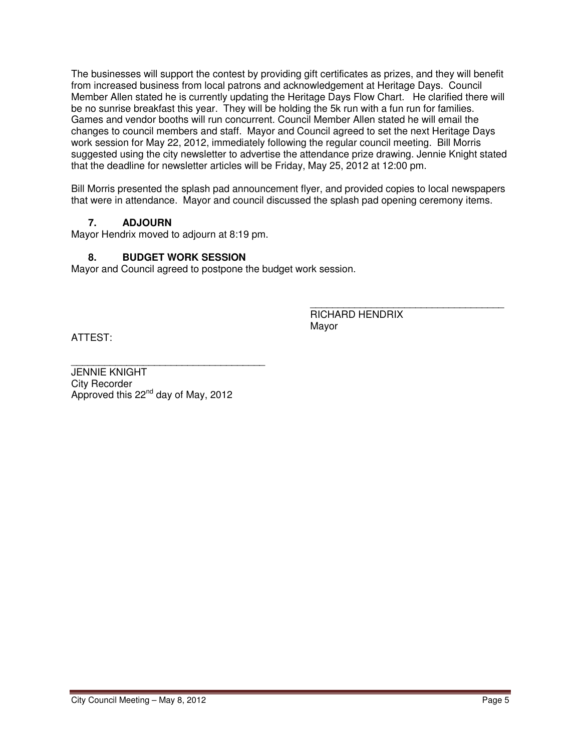The businesses will support the contest by providing gift certificates as prizes, and they will benefit from increased business from local patrons and acknowledgement at Heritage Days. Council Member Allen stated he is currently updating the Heritage Days Flow Chart. He clarified there will be no sunrise breakfast this year. They will be holding the 5k run with a fun run for families. Games and vendor booths will run concurrent. Council Member Allen stated he will email the changes to council members and staff. Mayor and Council agreed to set the next Heritage Days work session for May 22, 2012, immediately following the regular council meeting. Bill Morris suggested using the city newsletter to advertise the attendance prize drawing. Jennie Knight stated that the deadline for newsletter articles will be Friday, May 25, 2012 at 12:00 pm.

Bill Morris presented the splash pad announcement flyer, and provided copies to local newspapers that were in attendance. Mayor and council discussed the splash pad opening ceremony items.

### 7. ADJOURN

Mayor Hendrix moved to adjourn at 8:19 pm.

### 8. BUDGET WORK SESSION

Mayor and Council agreed to postpone the budget work session.

\_\_\_\_\_\_\_\_\_\_\_\_\_\_\_\_\_\_\_\_\_\_\_\_\_\_\_\_\_\_\_\_\_\_\_\_

RICHARD HENDRIX
Mayor

ATTEST:

\_\_\_\_\_\_\_\_\_\_\_\_\_\_\_\_\_\_\_\_\_\_\_\_\_\_\_\_\_\_\_\_\_\_\_\_

JENNIE KNIGHT
City Recorder
Approved this 22nd day of May, 2012